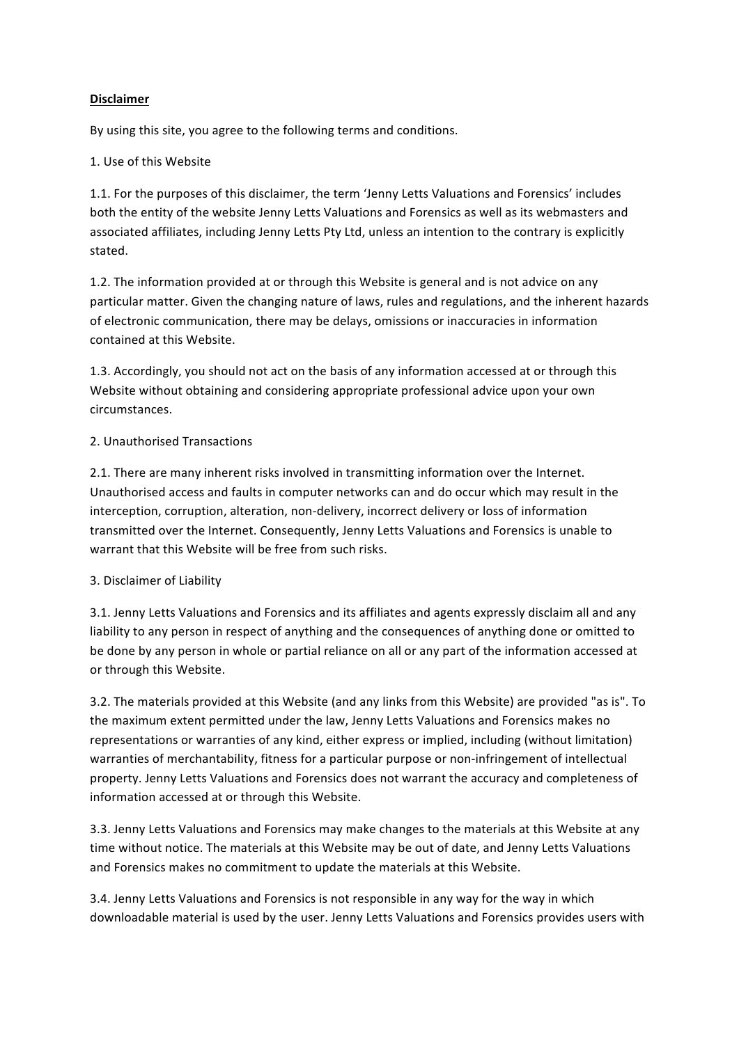**Disclaimer**

By using this site, you agree to the following terms and conditions.

1. Use of this Website

1.1. For the purposes of this disclaimer, the term 'Jenny Letts Valuations and Forensics' includes both the entity of the website Jenny Letts Valuations and Forensics as well as its webmasters and associated affiliates, including Jenny Letts Pty Ltd, unless an intention to the contrary is explicitly stated.

1.2. The information provided at or through this Website is general and is not advice on any particular matter. Given the changing nature of laws, rules and regulations, and the inherent hazards of electronic communication, there may be delays, omissions or inaccuracies in information contained at this Website.

1.3. Accordingly, you should not act on the basis of any information accessed at or through this Website without obtaining and considering appropriate professional advice upon your own circumstances.

2. Unauthorised Transactions

2.1. There are many inherent risks involved in transmitting information over the Internet. Unauthorised access and faults in computer networks can and do occur which may result in the interception, corruption, alteration, non-delivery, incorrect delivery or loss of information transmitted over the Internet. Consequently, Jenny Letts Valuations and Forensics is unable to warrant that this Website will be free from such risks.

3. Disclaimer of Liability

3.1. Jenny Letts Valuations and Forensics and its affiliates and agents expressly disclaim all and any liability to any person in respect of anything and the consequences of anything done or omitted to be done by any person in whole or partial reliance on all or any part of the information accessed at or through this Website.

3.2. The materials provided at this Website (and any links from this Website) are provided "as is". To the maximum extent permitted under the law, Jenny Letts Valuations and Forensics makes no representations or warranties of any kind, either express or implied, including (without limitation) warranties of merchantability, fitness for a particular purpose or non-infringement of intellectual property. Jenny Letts Valuations and Forensics does not warrant the accuracy and completeness of information accessed at or through this Website.

3.3. Jenny Letts Valuations and Forensics may make changes to the materials at this Website at any time without notice. The materials at this Website may be out of date, and Jenny Letts Valuations and Forensics makes no commitment to update the materials at this Website.

3.4. Jenny Letts Valuations and Forensics is not responsible in any way for the way in which downloadable material is used by the user. Jenny Letts Valuations and Forensics provides users with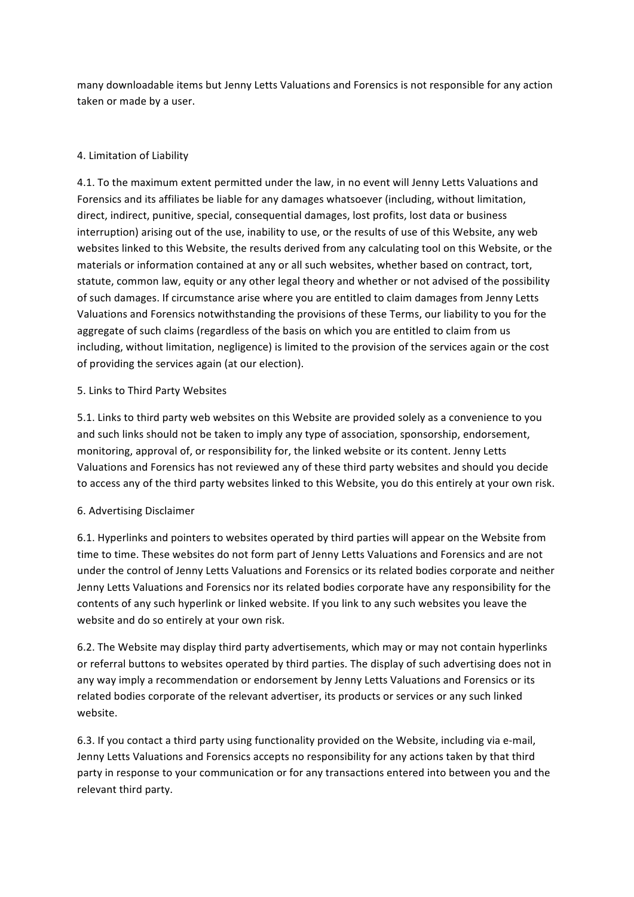many downloadable items but Jenny Letts Valuations and Forensics is not responsible for any action taken or made by a user.

## 4. Limitation of Liability

4.1. To the maximum extent permitted under the law, in no event will Jenny Letts Valuations and Forensics and its affiliates be liable for any damages whatsoever (including, without limitation, direct, indirect, punitive, special, consequential damages, lost profits, lost data or business interruption) arising out of the use, inability to use, or the results of use of this Website, any web websites linked to this Website, the results derived from any calculating tool on this Website, or the materials or information contained at any or all such websites, whether based on contract, tort, statute, common law, equity or any other legal theory and whether or not advised of the possibility of such damages. If circumstance arise where you are entitled to claim damages from Jenny Letts Valuations and Forensics notwithstanding the provisions of these Terms, our liability to you for the aggregate of such claims (regardless of the basis on which you are entitled to claim from us including, without limitation, negligence) is limited to the provision of the services again or the cost of providing the services again (at our election).

## 5. Links to Third Party Websites

5.1. Links to third party web websites on this Website are provided solely as a convenience to you and such links should not be taken to imply any type of association, sponsorship, endorsement, monitoring, approval of, or responsibility for, the linked website or its content. Jenny Letts Valuations and Forensics has not reviewed any of these third party websites and should you decide to access any of the third party websites linked to this Website, you do this entirely at your own risk.

## 6. Advertising Disclaimer

6.1. Hyperlinks and pointers to websites operated by third parties will appear on the Website from time to time. These websites do not form part of Jenny Letts Valuations and Forensics and are not under the control of Jenny Letts Valuations and Forensics or its related bodies corporate and neither Jenny Letts Valuations and Forensics nor its related bodies corporate have any responsibility for the contents of any such hyperlink or linked website. If you link to any such websites you leave the website and do so entirely at your own risk.

6.2. The Website may display third party advertisements, which may or may not contain hyperlinks or referral buttons to websites operated by third parties. The display of such advertising does not in any way imply a recommendation or endorsement by Jenny Letts Valuations and Forensics or its related bodies corporate of the relevant advertiser, its products or services or any such linked website.

6.3. If you contact a third party using functionality provided on the Website, including via e-mail, Jenny Letts Valuations and Forensics accepts no responsibility for any actions taken by that third party in response to your communication or for any transactions entered into between you and the relevant third party.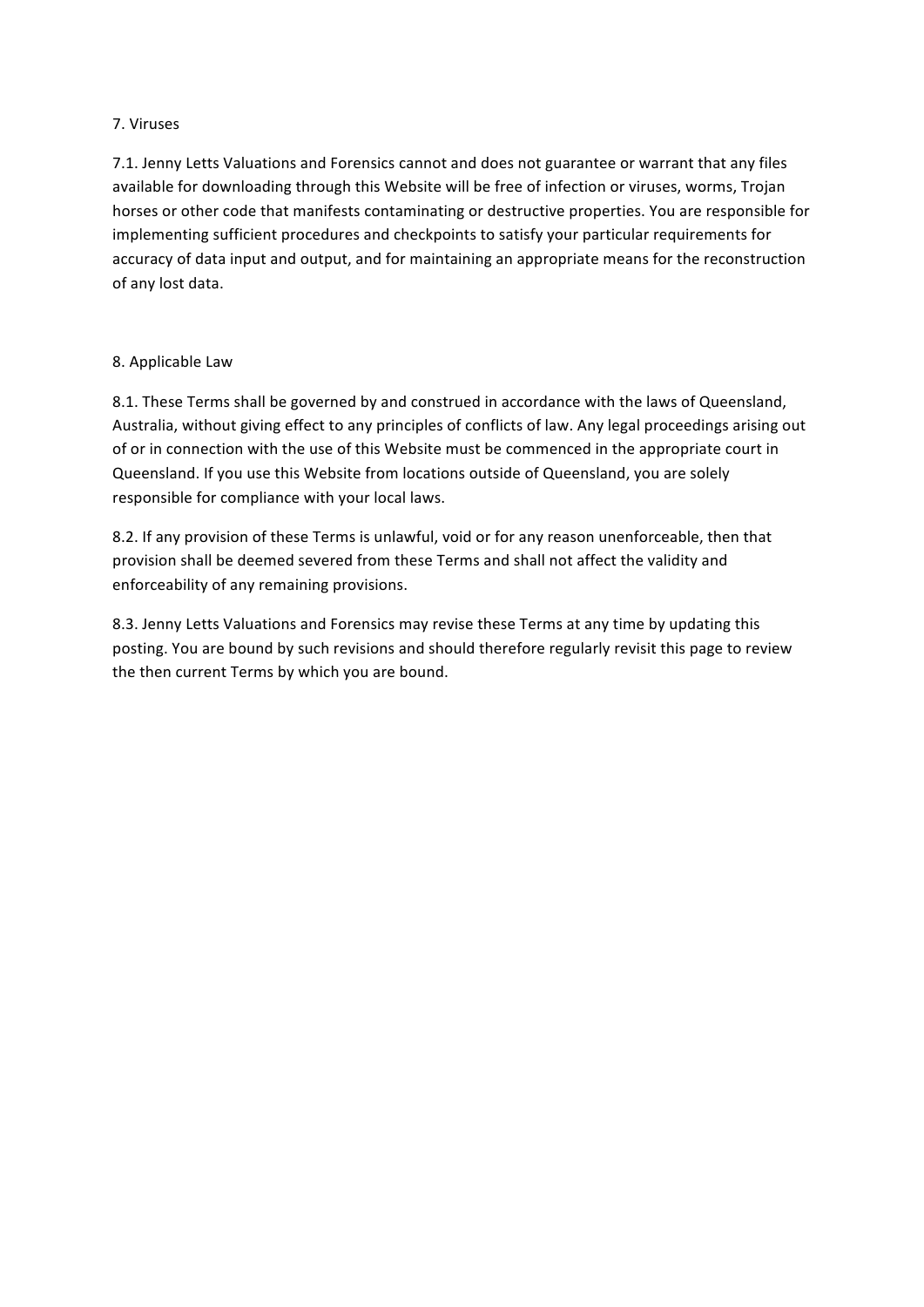## 7. Viruses

7.1. Jenny Letts Valuations and Forensics cannot and does not guarantee or warrant that any files available for downloading through this Website will be free of infection or viruses, worms, Trojan horses or other code that manifests contaminating or destructive properties. You are responsible for implementing sufficient procedures and checkpoints to satisfy your particular requirements for accuracy of data input and output, and for maintaining an appropriate means for the reconstruction of any lost data.

## 8. Applicable Law

8.1. These Terms shall be governed by and construed in accordance with the laws of Queensland, Australia, without giving effect to any principles of conflicts of law. Any legal proceedings arising out of or in connection with the use of this Website must be commenced in the appropriate court in Queensland. If you use this Website from locations outside of Queensland, you are solely responsible for compliance with your local laws.

8.2. If any provision of these Terms is unlawful, void or for any reason unenforceable, then that provision shall be deemed severed from these Terms and shall not affect the validity and enforceability of any remaining provisions.

8.3. Jenny Letts Valuations and Forensics may revise these Terms at any time by updating this posting. You are bound by such revisions and should therefore regularly revisit this page to review the then current Terms by which you are bound.